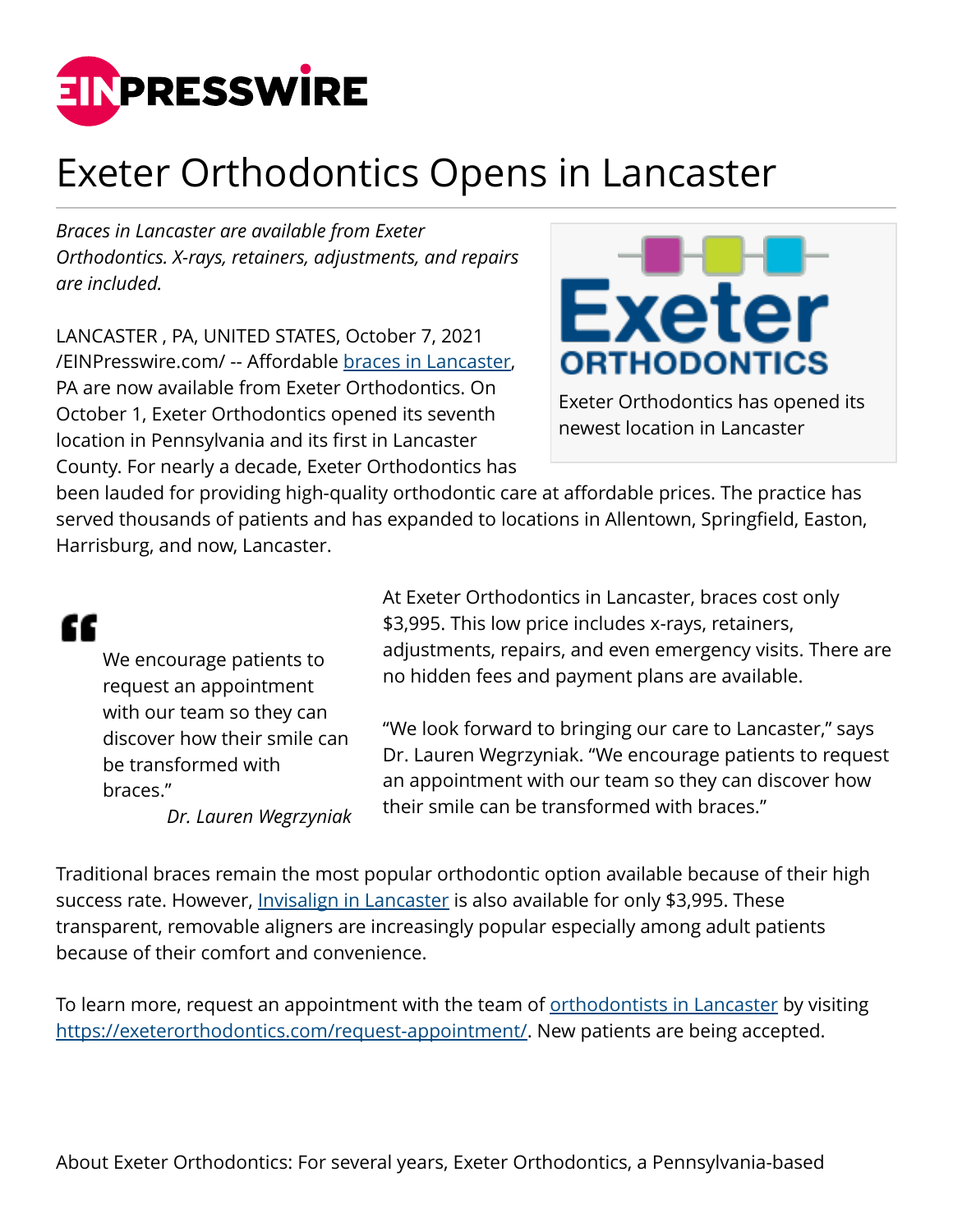# Exeter Orthodontics Opens in Lancaster

*Braces in Lancaster are available from Exeter Orthodontics. X-rays, retainers, adjustments, and repairs are included.*

LANCASTER , PA, UNITED STATES, October 7, 2021 /EINPresswire.com/ -- Affordable [braces in Lancaster](), PA are now available from Exeter Orthodontics. On October 1, Exeter Orthodontics opened its seventh location in Pennsylvania and its first in Lancaster County. For nearly a decade, Exeter Orthodontics has been lauded for providing high-quality orthodontic care at affordable prices. The practice has served thousands of patients and has expanded to locations in Allentown, Springfield, Easton, Harrisburg, and now, Lancaster.

Exeter Orthodontics has opened its newest location in Lancaster

> We encourage patients to request an appointment with our team so they can discover how their smile can be transformed with braces."
>
> *Dr. Lauren Wegrzyniak*

At Exeter Orthodontics in Lancaster, braces cost only $3,995. This low price includes x-rays, retainers, adjustments, repairs, and even emergency visits. There are no hidden fees and payment plans are available.

"We look forward to bringing our care to Lancaster," says Dr. Lauren Wegrzyniak. "We encourage patients to request an appointment with our team so they can discover how their smile can be transformed with braces."

Traditional braces remain the most popular orthodontic option available because of their high success rate. However, [Invisalign in Lancaster]() is also available for only $3,995. These transparent, removable aligners are increasingly popular especially among adult patients because of their comfort and convenience.

To learn more, request an appointment with the team of [orthodontists in Lancaster]() by visiting https://exeterorthodontics.com/request-appointment/. New patients are being accepted.

About Exeter Orthodontics: For several years, Exeter Orthodontics, a Pennsylvania-based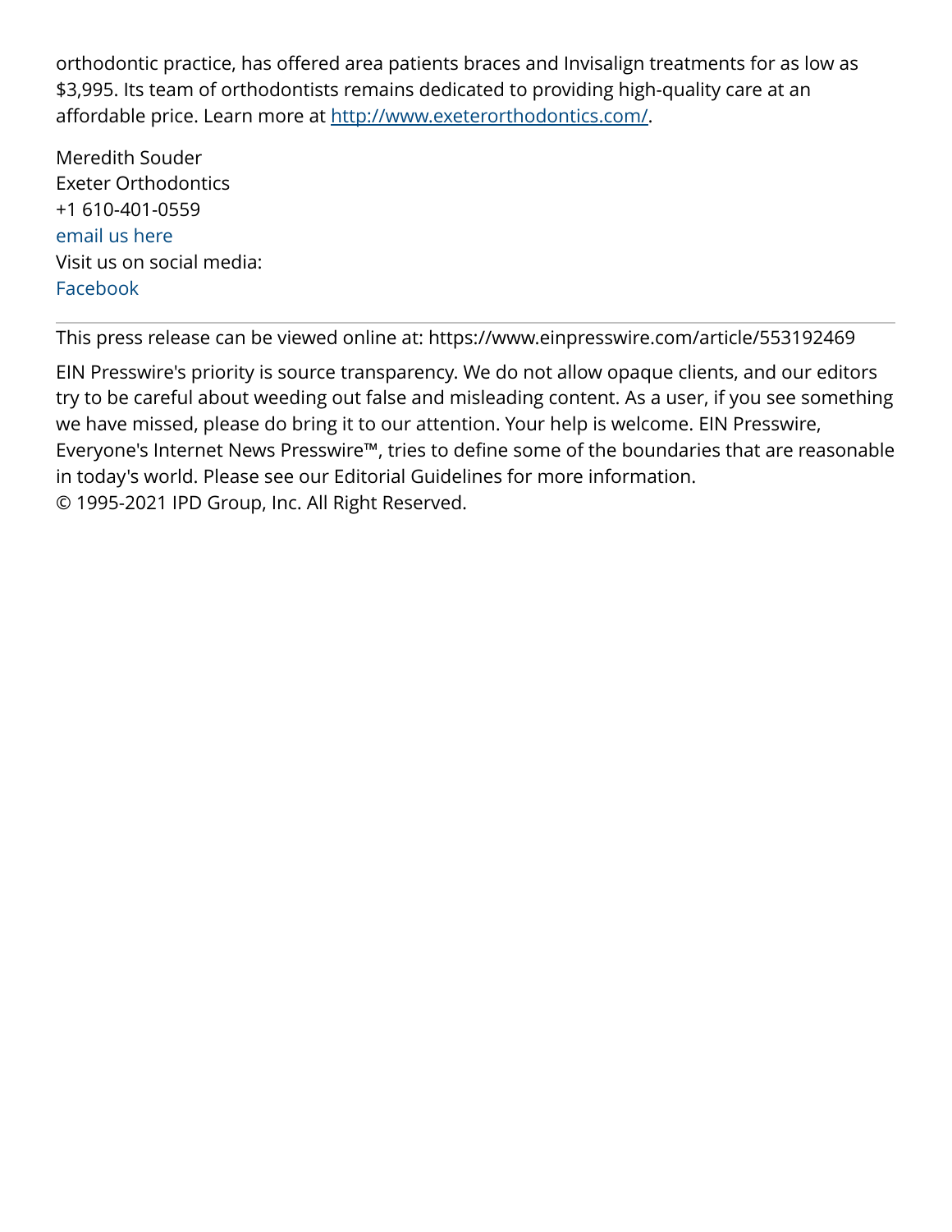orthodontic practice, has offered area patients braces and Invisalign treatments for as low as $3,995. Its team of orthodontists remains dedicated to providing high-quality care at an affordable price. Learn more at http://www.exeterorthodontics.com/.

Meredith Souder
Exeter Orthodontics
+1 610-401-0559
email us here
Visit us on social media:
Facebook

---

This press release can be viewed online at: https://www.einpresswire.com/article/553192469

EIN Presswire's priority is source transparency. We do not allow opaque clients, and our editors try to be careful about weeding out false and misleading content. As a user, if you see something we have missed, please do bring it to our attention. Your help is welcome. EIN Presswire, Everyone's Internet News Presswire™, tries to define some of the boundaries that are reasonable in today's world. Please see our Editorial Guidelines for more information.
© 1995-2021 IPD Group, Inc. All Right Reserved.